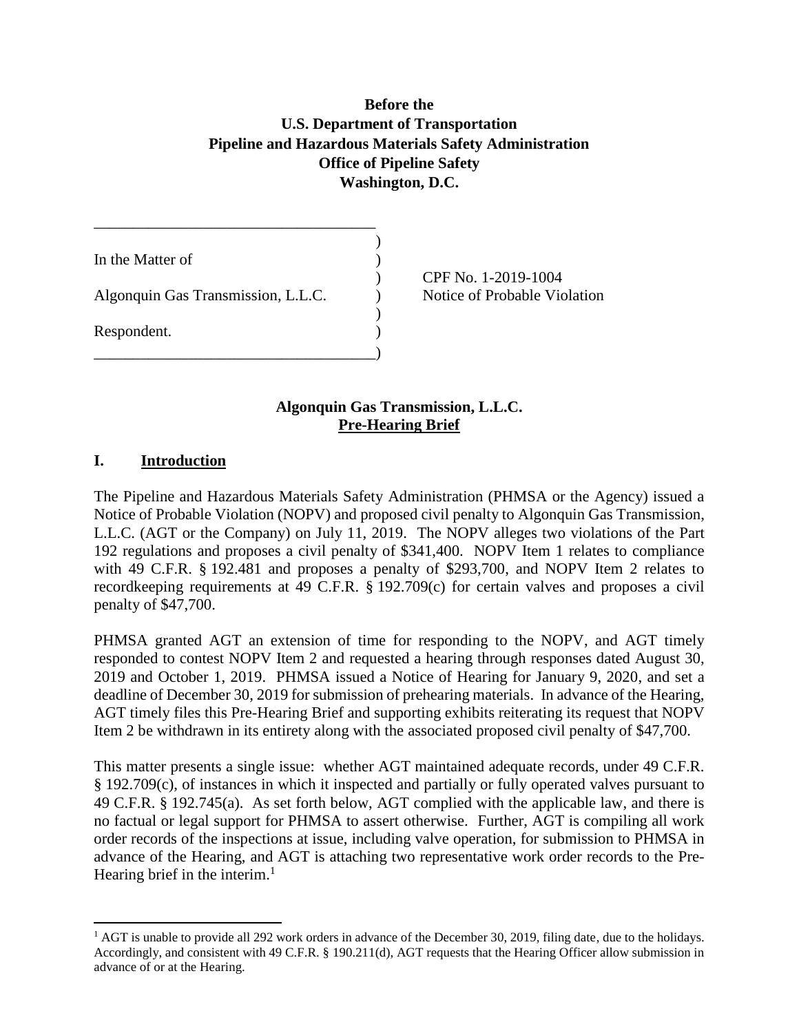**Before the**
**U.S. Department of Transportation**
**Pipeline and Hazardous Materials Safety Administration**
**Office of Pipeline Safety**
**Washington, D.C.**

| | | |
|---|---|---|
| In the Matter of | ) | |
| | ) | CPF No. 1-2019-1004 |
| Algonquin Gas Transmission, L.L.C. | ) | Notice of Probable Violation |
| | ) | |
| Respondent. | ) | |

**Algonquin Gas Transmission, L.L.C.**
**Pre-Hearing Brief**

## I. Introduction

The Pipeline and Hazardous Materials Safety Administration (PHMSA or the Agency) issued a Notice of Probable Violation (NOPV) and proposed civil penalty to Algonquin Gas Transmission, L.L.C. (AGT or the Company) on July 11, 2019. The NOPV alleges two violations of the Part 192 regulations and proposes a civil penalty of $341,400. NOPV Item 1 relates to compliance with 49 C.F.R. § 192.481 and proposes a penalty of $293,700, and NOPV Item 2 relates to recordkeeping requirements at 49 C.F.R. § 192.709(c) for certain valves and proposes a civil penalty of $47,700.

PHMSA granted AGT an extension of time for responding to the NOPV, and AGT timely responded to contest NOPV Item 2 and requested a hearing through responses dated August 30, 2019 and October 1, 2019. PHMSA issued a Notice of Hearing for January 9, 2020, and set a deadline of December 30, 2019 for submission of prehearing materials. In advance of the Hearing, AGT timely files this Pre-Hearing Brief and supporting exhibits reiterating its request that NOPV Item 2 be withdrawn in its entirety along with the associated proposed civil penalty of $47,700.

This matter presents a single issue: whether AGT maintained adequate records, under 49 C.F.R. § 192.709(c), of instances in which it inspected and partially or fully operated valves pursuant to 49 C.F.R. § 192.745(a). As set forth below, AGT complied with the applicable law, and there is no factual or legal support for PHMSA to assert otherwise. Further, AGT is compiling all work order records of the inspections at issue, including valve operation, for submission to PHMSA in advance of the Hearing, and AGT is attaching two representative work order records to the Pre-Hearing brief in the interim.[1]

[1] AGT is unable to provide all 292 work orders in advance of the December 30, 2019, filing date, due to the holidays. Accordingly, and consistent with 49 C.F.R. § 190.211(d), AGT requests that the Hearing Officer allow submission in advance of or at the Hearing.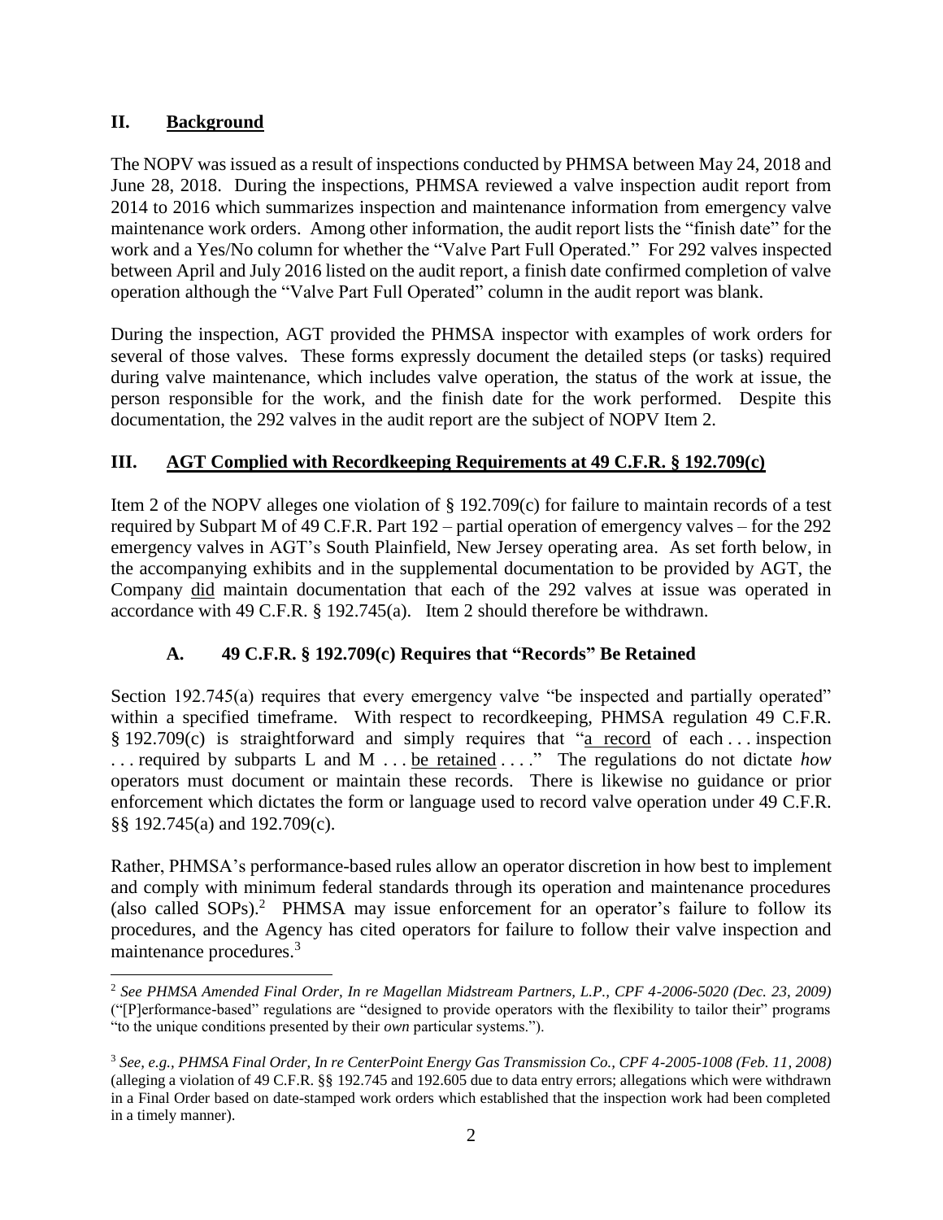## II. Background

The NOPV was issued as a result of inspections conducted by PHMSA between May 24, 2018 and June 28, 2018. During the inspections, PHMSA reviewed a valve inspection audit report from 2014 to 2016 which summarizes inspection and maintenance information from emergency valve maintenance work orders. Among other information, the audit report lists the "finish date" for the work and a Yes/No column for whether the "Valve Part Full Operated." For 292 valves inspected between April and July 2016 listed on the audit report, a finish date confirmed completion of valve operation although the "Valve Part Full Operated" column in the audit report was blank.

During the inspection, AGT provided the PHMSA inspector with examples of work orders for several of those valves. These forms expressly document the detailed steps (or tasks) required during valve maintenance, which includes valve operation, the status of the work at issue, the person responsible for the work, and the finish date for the work performed. Despite this documentation, the 292 valves in the audit report are the subject of NOPV Item 2.

## III. AGT Complied with Recordkeeping Requirements at 49 C.F.R. § 192.709(c)

Item 2 of the NOPV alleges one violation of § 192.709(c) for failure to maintain records of a test required by Subpart M of 49 C.F.R. Part 192 – partial operation of emergency valves – for the 292 emergency valves in AGT's South Plainfield, New Jersey operating area. As set forth below, in the accompanying exhibits and in the supplemental documentation to be provided by AGT, the Company did maintain documentation that each of the 292 valves at issue was operated in accordance with 49 C.F.R. § 192.745(a). Item 2 should therefore be withdrawn.

### A. 49 C.F.R. § 192.709(c) Requires that "Records" Be Retained

Section 192.745(a) requires that every emergency valve "be inspected and partially operated" within a specified timeframe. With respect to recordkeeping, PHMSA regulation 49 C.F.R. § 192.709(c) is straightforward and simply requires that "a record of each . . . inspection . . . required by subparts L and M . . . be retained . . . ." The regulations do not dictate *how* operators must document or maintain these records. There is likewise no guidance or prior enforcement which dictates the form or language used to record valve operation under 49 C.F.R. §§ 192.745(a) and 192.709(c).

Rather, PHMSA's performance-based rules allow an operator discretion in how best to implement and comply with minimum federal standards through its operation and maintenance procedures (also called SOPs).[2] PHMSA may issue enforcement for an operator's failure to follow its procedures, and the Agency has cited operators for failure to follow their valve inspection and maintenance procedures.[3]

---

[2] *See PHMSA Amended Final Order, In re Magellan Midstream Partners, L.P., CPF 4-2006-5020 (Dec. 23, 2009)* ("[P]erformance-based" regulations are "designed to provide operators with the flexibility to tailor their" programs "to the unique conditions presented by their *own* particular systems.").

[3] *See, e.g., PHMSA Final Order, In re CenterPoint Energy Gas Transmission Co., CPF 4-2005-1008 (Feb. 11, 2008)* (alleging a violation of 49 C.F.R. §§ 192.745 and 192.605 due to data entry errors; allegations which were withdrawn in a Final Order based on date-stamped work orders which established that the inspection work had been completed in a timely manner).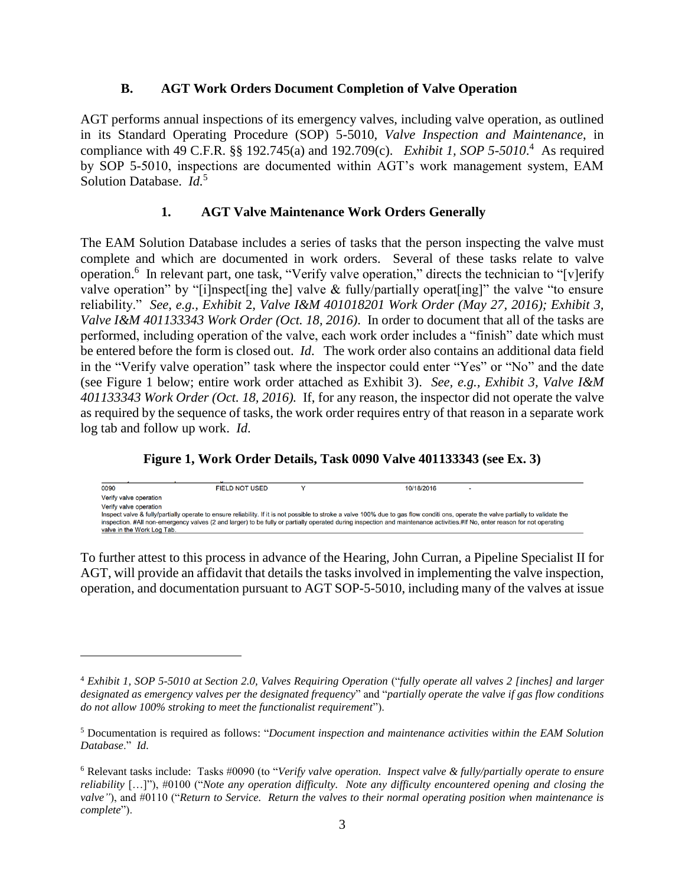### B. AGT Work Orders Document Completion of Valve Operation

AGT performs annual inspections of its emergency valves, including valve operation, as outlined in its Standard Operating Procedure (SOP) 5-5010, *Valve Inspection and Maintenance*, in compliance with 49 C.F.R. §§ 192.745(a) and 192.709(c). *Exhibit 1, SOP 5-5010*.[4] As required by SOP 5-5010, inspections are documented within AGT's work management system, EAM Solution Database. *Id.*[5]

#### 1. AGT Valve Maintenance Work Orders Generally

The EAM Solution Database includes a series of tasks that the person inspecting the valve must complete and which are documented in work orders. Several of these tasks relate to valve operation.[6] In relevant part, one task, "Verify valve operation," directs the technician to "[v]erify valve operation" by "[i]nspect[ing the] valve & fully/partially operat[ing]" the valve "to ensure reliability." *See, e.g., Exhibit* 2, *Valve I&M 401018201 Work Order (May 27, 2016); Exhibit 3, Valve I&M 401133343 Work Order (Oct. 18, 2016)*. In order to document that all of the tasks are performed, including operation of the valve, each work order includes a "finish" date which must be entered before the form is closed out. *Id.* The work order also contains an additional data field in the "Verify valve operation" task where the inspector could enter "Yes" or "No" and the date (see Figure 1 below; entire work order attached as Exhibit 3). *See, e.g., Exhibit 3, Valve I&M 401133343 Work Order (Oct. 18, 2016).* If, for any reason, the inspector did not operate the valve as required by the sequence of tasks, the work order requires entry of that reason in a separate work log tab and follow up work. *Id.*

**Figure 1, Work Order Details, Task 0090 Valve 401133343 (see Ex. 3)**

| 0090 | FIELD NOT USED | Y | 10/18/2016 | - |
|---|---|---|---|---|

Verify valve operation
Verify valve operation
Inspect valve & fully/partially operate to ensure reliability. If it is not possible to stroke a valve 100% due to gas flow conditi ons, operate the valve partially to validate the inspection. #All non-emergency valves (2 and larger) to be fully or partially operated during inspection and maintenance activities.#If No, enter reason for not operating valve in the Work Log Tab.

To further attest to this process in advance of the Hearing, John Curran, a Pipeline Specialist II for AGT, will provide an affidavit that details the tasks involved in implementing the valve inspection, operation, and documentation pursuant to AGT SOP-5-5010, including many of the valves at issue

---

[4] *Exhibit 1, SOP 5-5010 at Section 2.0, Valves Requiring Operation* ("*fully operate all valves 2 [inches] and larger designated as emergency valves per the designated frequency*" and "*partially operate the valve if gas flow conditions do not allow 100% stroking to meet the functionalist requirement*").

[5] Documentation is required as follows: "*Document inspection and maintenance activities within the EAM Solution Database*." *Id.*

[6] Relevant tasks include: Tasks #0090 (to "*Verify valve operation. Inspect valve & fully/partially operate to ensure reliability* […]"), #0100 ("*Note any operation difficulty. Note any difficulty encountered opening and closing the valve"*), and #0110 ("*Return to Service. Return the valves to their normal operating position when maintenance is complete*").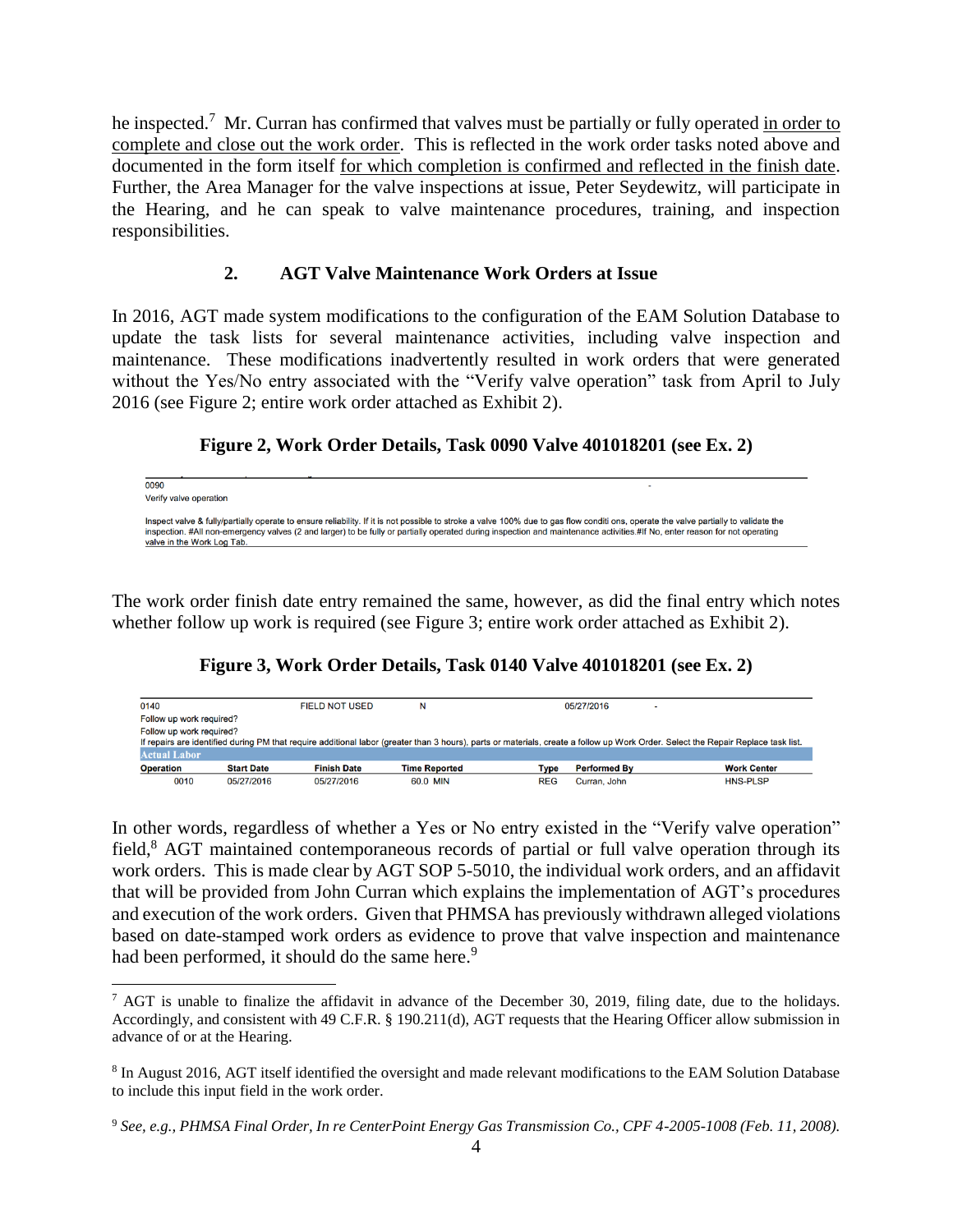he inspected.[7] Mr. Curran has confirmed that valves must be partially or fully operated in order to complete and close out the work order. This is reflected in the work order tasks noted above and documented in the form itself for which completion is confirmed and reflected in the finish date. Further, the Area Manager for the valve inspections at issue, Peter Seydewitz, will participate in the Hearing, and he can speak to valve maintenance procedures, training, and inspection responsibilities.

### 2. AGT Valve Maintenance Work Orders at Issue

In 2016, AGT made system modifications to the configuration of the EAM Solution Database to update the task lists for several maintenance activities, including valve inspection and maintenance. These modifications inadvertently resulted in work orders that were generated without the Yes/No entry associated with the "Verify valve operation" task from April to July 2016 (see Figure 2; entire work order attached as Exhibit 2).

**Figure 2, Work Order Details, Task 0090 Valve 401018201 (see Ex. 2)**

0090 -
Verify valve operation

Inspect valve & fully/partially operate to ensure reliability. If it is not possible to stroke a valve 100% due to gas flow conditi ons, operate the valve partially to validate the inspection. #All non-emergency valves (2 and larger) to be fully or partially operated during inspection and maintenance activities.#If No, enter reason for not operating valve in the Work Log Tab.

The work order finish date entry remained the same, however, as did the final entry which notes whether follow up work is required (see Figure 3; entire work order attached as Exhibit 2).

**Figure 3, Work Order Details, Task 0140 Valve 401018201 (see Ex. 2)**

0140 | FIELD NOT USED | N | 05/27/2016 | -

Follow up work required?
Follow up work required?
If repairs are identified during PM that require additional labor (greater than 3 hours), parts or materials, create a follow up Work Order. Select the Repair Replace task list.

**Actual Labor**

| Operation | Start Date | Finish Date | Time Reported | Type | Performed By | Work Center |
|---|---|---|---|---|---|---|
| 0010 | 05/27/2016 | 05/27/2016 | 60.0 MIN | REG | Curran, John | HNS-PLSP |

In other words, regardless of whether a Yes or No entry existed in the "Verify valve operation" field,[8] AGT maintained contemporaneous records of partial or full valve operation through its work orders. This is made clear by AGT SOP 5-5010, the individual work orders, and an affidavit that will be provided from John Curran which explains the implementation of AGT's procedures and execution of the work orders. Given that PHMSA has previously withdrawn alleged violations based on date-stamped work orders as evidence to prove that valve inspection and maintenance had been performed, it should do the same here.[9]

---

[7] AGT is unable to finalize the affidavit in advance of the December 30, 2019, filing date, due to the holidays. Accordingly, and consistent with 49 C.F.R. § 190.211(d), AGT requests that the Hearing Officer allow submission in advance of or at the Hearing.

[8] In August 2016, AGT itself identified the oversight and made relevant modifications to the EAM Solution Database to include this input field in the work order.

[9] *See, e.g., PHMSA Final Order, In re CenterPoint Energy Gas Transmission Co., CPF 4-2005-1008 (Feb. 11, 2008).*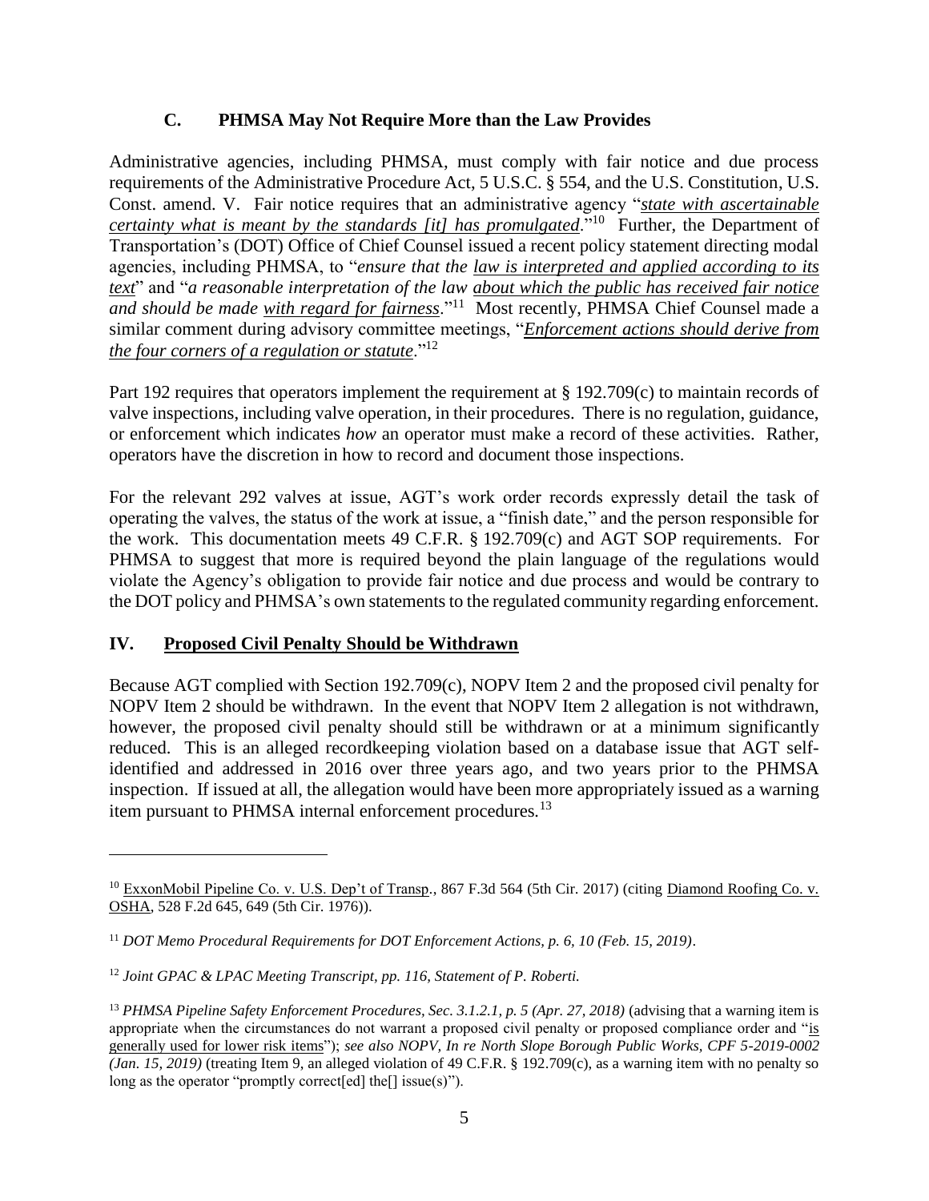### C. PHMSA May Not Require More than the Law Provides

Administrative agencies, including PHMSA, must comply with fair notice and due process requirements of the Administrative Procedure Act, 5 U.S.C. § 554, and the U.S. Constitution, U.S. Const. amend. V. Fair notice requires that an administrative agency "*state with ascertainable certainty what is meant by the standards [it] has promulgated*."[10] Further, the Department of Transportation's (DOT) Office of Chief Counsel issued a recent policy statement directing modal agencies, including PHMSA, to "*ensure that the law is interpreted and applied according to its text*" and "*a reasonable interpretation of the law about which the public has received fair notice and should be made with regard for fairness*."[11] Most recently, PHMSA Chief Counsel made a similar comment during advisory committee meetings, "*Enforcement actions should derive from the four corners of a regulation or statute*."[12]

Part 192 requires that operators implement the requirement at § 192.709(c) to maintain records of valve inspections, including valve operation, in their procedures. There is no regulation, guidance, or enforcement which indicates *how* an operator must make a record of these activities. Rather, operators have the discretion in how to record and document those inspections.

For the relevant 292 valves at issue, AGT's work order records expressly detail the task of operating the valves, the status of the work at issue, a "finish date," and the person responsible for the work. This documentation meets 49 C.F.R. § 192.709(c) and AGT SOP requirements. For PHMSA to suggest that more is required beyond the plain language of the regulations would violate the Agency's obligation to provide fair notice and due process and would be contrary to the DOT policy and PHMSA's own statements to the regulated community regarding enforcement.

## IV. Proposed Civil Penalty Should be Withdrawn

Because AGT complied with Section 192.709(c), NOPV Item 2 and the proposed civil penalty for NOPV Item 2 should be withdrawn. In the event that NOPV Item 2 allegation is not withdrawn, however, the proposed civil penalty should still be withdrawn or at a minimum significantly reduced. This is an alleged recordkeeping violation based on a database issue that AGT self-identified and addressed in 2016 over three years ago, and two years prior to the PHMSA inspection. If issued at all, the allegation would have been more appropriately issued as a warning item pursuant to PHMSA internal enforcement procedures.[13]

---

[10] ExxonMobil Pipeline Co. v. U.S. Dep't of Transp., 867 F.3d 564 (5th Cir. 2017) (citing Diamond Roofing Co. v. OSHA, 528 F.2d 645, 649 (5th Cir. 1976)).

[11] *DOT Memo Procedural Requirements for DOT Enforcement Actions, p. 6, 10 (Feb. 15, 2019)*.

[12] *Joint GPAC & LPAC Meeting Transcript, pp. 116, Statement of P. Roberti.*

[13] *PHMSA Pipeline Safety Enforcement Procedures, Sec. 3.1.2.1, p. 5 (Apr. 27, 2018)* (advising that a warning item is appropriate when the circumstances do not warrant a proposed civil penalty or proposed compliance order and "is generally used for lower risk items"); *see also NOPV, In re North Slope Borough Public Works, CPF 5-2019-0002 (Jan. 15, 2019)* (treating Item 9, an alleged violation of 49 C.F.R. § 192.709(c), as a warning item with no penalty so long as the operator "promptly correct[ed] the[] issue(s)").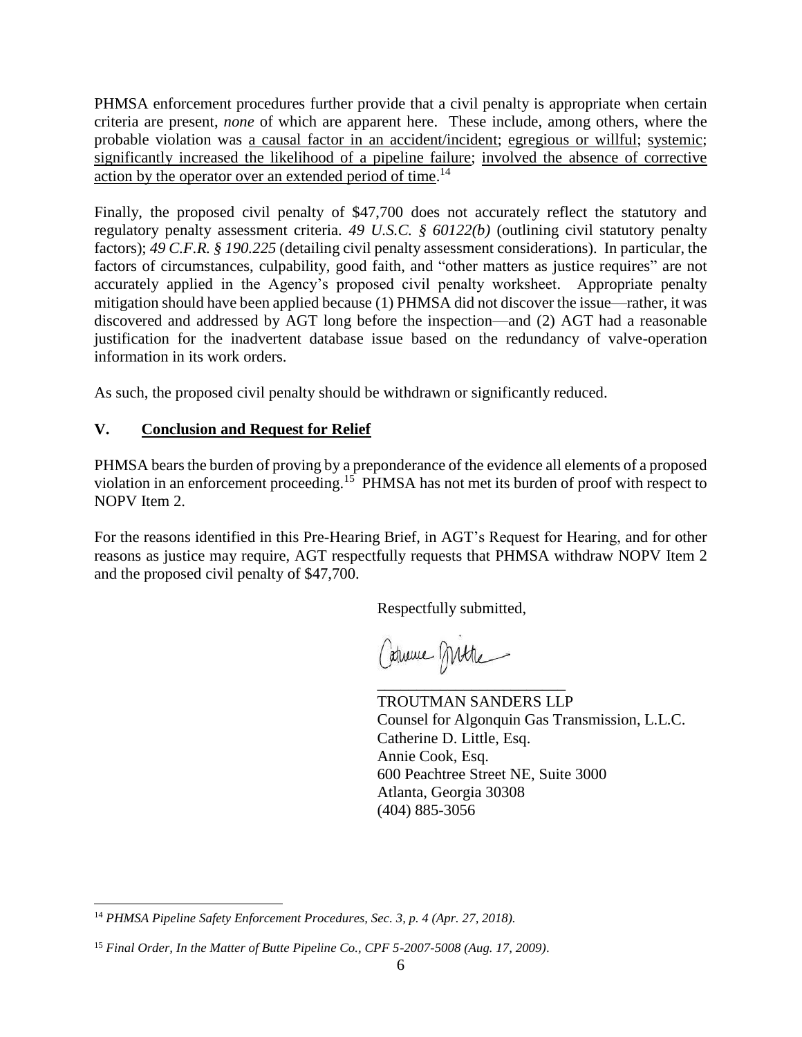PHMSA enforcement procedures further provide that a civil penalty is appropriate when certain criteria are present, *none* of which are apparent here. These include, among others, where the probable violation was a causal factor in an accident/incident; egregious or willful; systemic; significantly increased the likelihood of a pipeline failure; involved the absence of corrective action by the operator over an extended period of time.[14]

Finally, the proposed civil penalty of $47,700 does not accurately reflect the statutory and regulatory penalty assessment criteria. *49 U.S.C. § 60122(b)* (outlining civil statutory penalty factors); *49 C.F.R. § 190.225* (detailing civil penalty assessment considerations). In particular, the factors of circumstances, culpability, good faith, and "other matters as justice requires" are not accurately applied in the Agency's proposed civil penalty worksheet. Appropriate penalty mitigation should have been applied because (1) PHMSA did not discover the issue—rather, it was discovered and addressed by AGT long before the inspection—and (2) AGT had a reasonable justification for the inadvertent database issue based on the redundancy of valve-operation information in its work orders.

As such, the proposed civil penalty should be withdrawn or significantly reduced.

## V. Conclusion and Request for Relief

PHMSA bears the burden of proving by a preponderance of the evidence all elements of a proposed violation in an enforcement proceeding.[15] PHMSA has not met its burden of proof with respect to NOPV Item 2.

For the reasons identified in this Pre-Hearing Brief, in AGT's Request for Hearing, and for other reasons as justice may require, AGT respectfully requests that PHMSA withdraw NOPV Item 2 and the proposed civil penalty of $47,700.

Respectfully submitted,

Catherine Little

\_\_\_\_\_\_\_\_\_\_\_\_\_\_\_\_\_\_\_\_\_\_\_\_

TROUTMAN SANDERS LLP
Counsel for Algonquin Gas Transmission, L.L.C.
Catherine D. Little, Esq.
Annie Cook, Esq.
600 Peachtree Street NE, Suite 3000
Atlanta, Georgia 30308
(404) 885-3056

---

[14] *PHMSA Pipeline Safety Enforcement Procedures, Sec. 3, p. 4 (Apr. 27, 2018).*

[15] *Final Order, In the Matter of Butte Pipeline Co., CPF 5-2007-5008 (Aug. 17, 2009)*.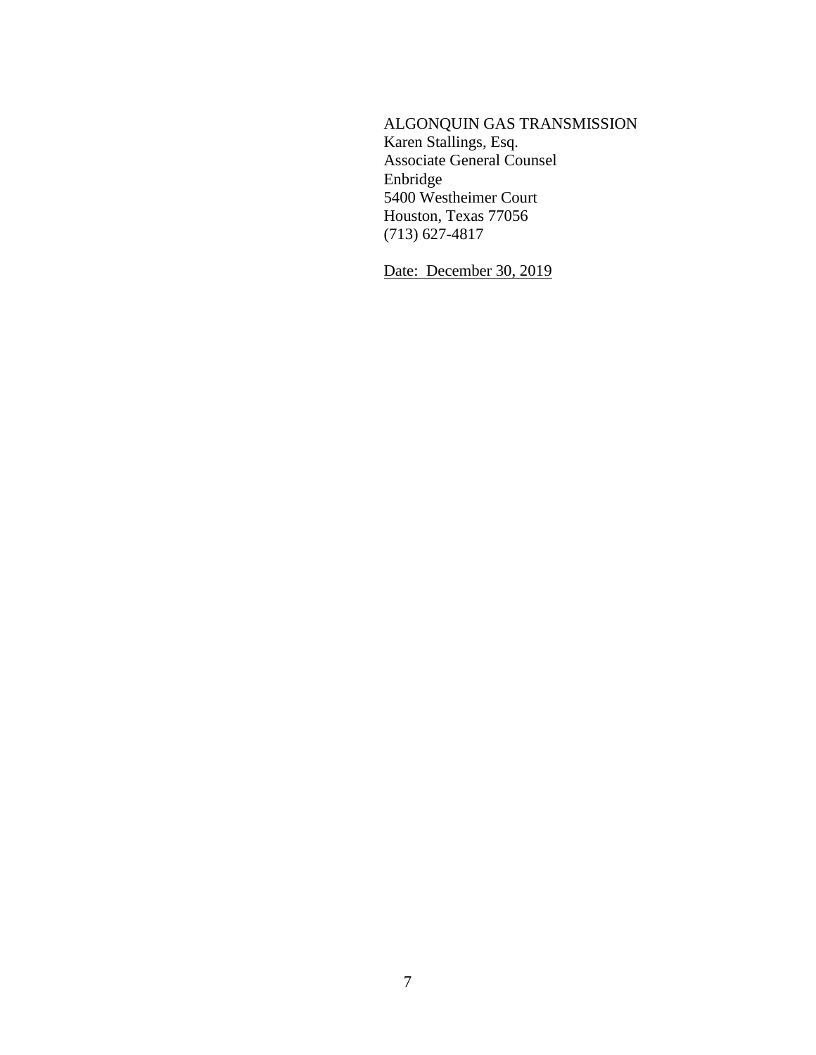ALGONQUIN GAS TRANSMISSION
Karen Stallings, Esq.
Associate General Counsel
Enbridge
5400 Westheimer Court
Houston, Texas 77056
(713) 627-4817

<u>Date: December 30, 2019</u>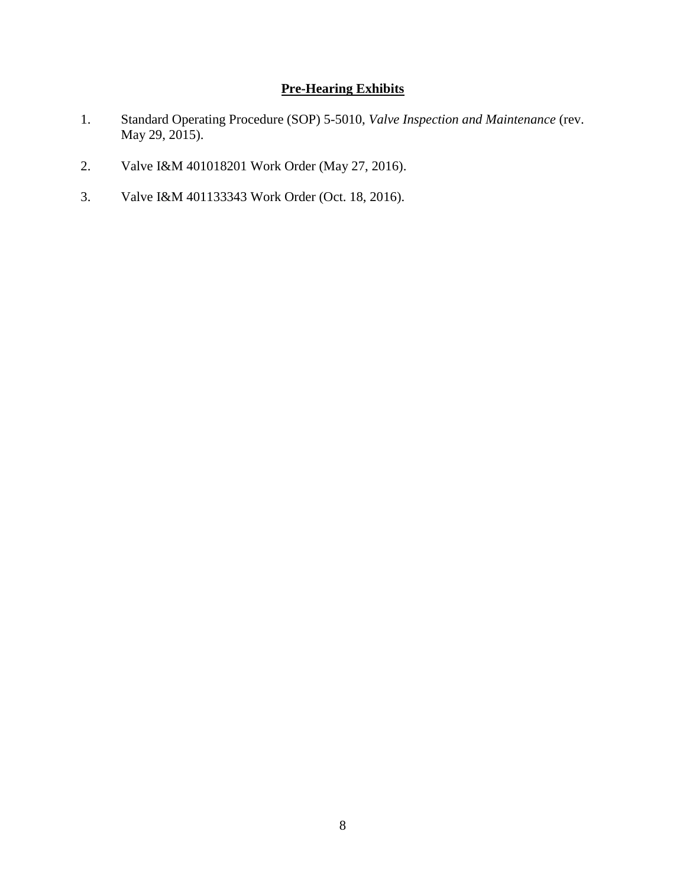**Pre-Hearing Exhibits**

1. Standard Operating Procedure (SOP) 5-5010, *Valve Inspection and Maintenance* (rev. May 29, 2015).

2. Valve I&M 401018201 Work Order (May 27, 2016).

3. Valve I&M 401133343 Work Order (Oct. 18, 2016).